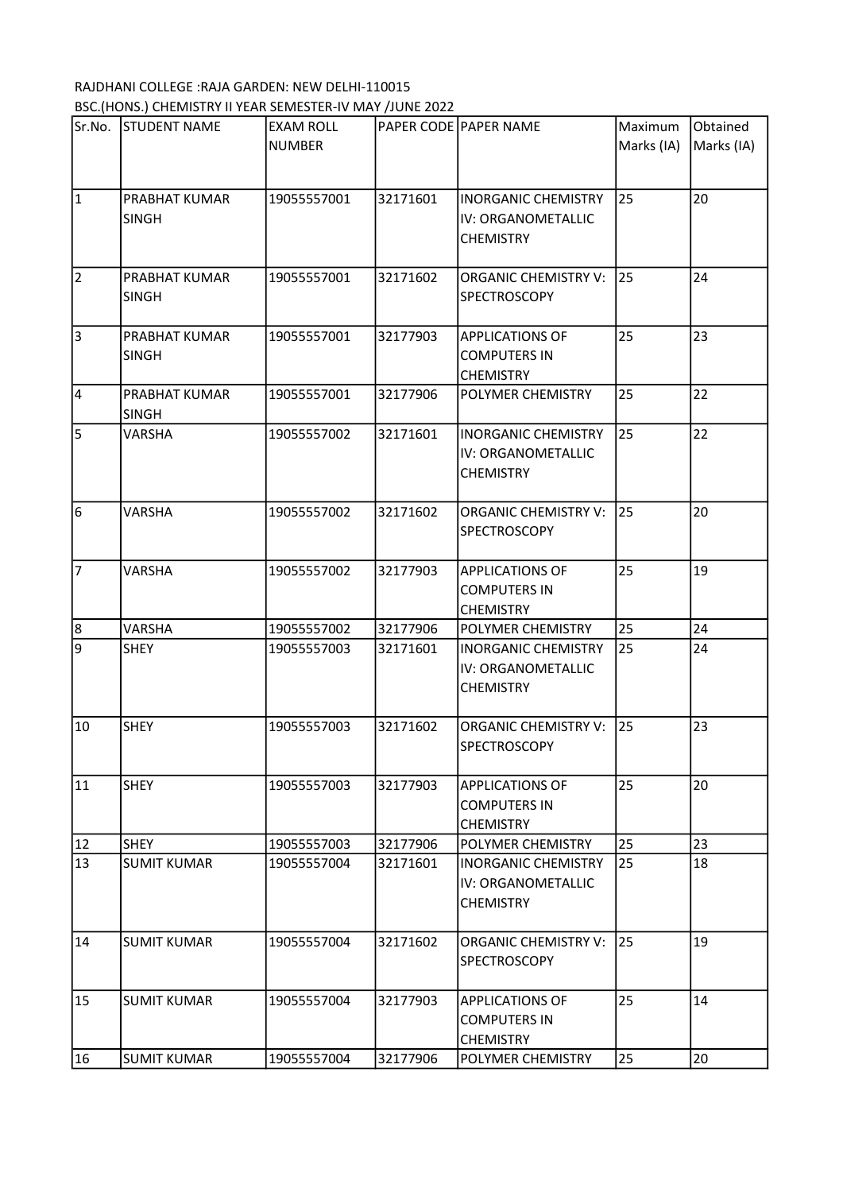RAJDHANI COLLEGE :RAJA GARDEN: NEW DELHI-110015

BSC.(HONS.) CHEMISTRY II YEAR SEMESTER-IV MAY /JUNE 2022

| Sr.No. | STUDENT NAME | EXAM ROLL NUMBER | PAPER CODE | PAPER NAME | Maximum Marks (IA) | Obtained Marks (IA) |
|---|---|---|---|---|---|---|
| 1 | PRABHAT KUMAR SINGH | 19055557001 | 32171601 | INORGANIC CHEMISTRY IV: ORGANOMETALLIC CHEMISTRY | 25 | 20 |
| 2 | PRABHAT KUMAR SINGH | 19055557001 | 32171602 | ORGANIC CHEMISTRY V: SPECTROSCOPY | 25 | 24 |
| 3 | PRABHAT KUMAR SINGH | 19055557001 | 32177903 | APPLICATIONS OF COMPUTERS IN CHEMISTRY | 25 | 23 |
| 4 | PRABHAT KUMAR SINGH | 19055557001 | 32177906 | POLYMER CHEMISTRY | 25 | 22 |
| 5 | VARSHA | 19055557002 | 32171601 | INORGANIC CHEMISTRY IV: ORGANOMETALLIC CHEMISTRY | 25 | 22 |
| 6 | VARSHA | 19055557002 | 32171602 | ORGANIC CHEMISTRY V: SPECTROSCOPY | 25 | 20 |
| 7 | VARSHA | 19055557002 | 32177903 | APPLICATIONS OF COMPUTERS IN CHEMISTRY | 25 | 19 |
| 8 | VARSHA | 19055557002 | 32177906 | POLYMER CHEMISTRY | 25 | 24 |
| 9 | SHEY | 19055557003 | 32171601 | INORGANIC CHEMISTRY IV: ORGANOMETALLIC CHEMISTRY | 25 | 24 |
| 10 | SHEY | 19055557003 | 32171602 | ORGANIC CHEMISTRY V: SPECTROSCOPY | 25 | 23 |
| 11 | SHEY | 19055557003 | 32177903 | APPLICATIONS OF COMPUTERS IN CHEMISTRY | 25 | 20 |
| 12 | SHEY | 19055557003 | 32177906 | POLYMER CHEMISTRY | 25 | 23 |
| 13 | SUMIT KUMAR | 19055557004 | 32171601 | INORGANIC CHEMISTRY IV: ORGANOMETALLIC CHEMISTRY | 25 | 18 |
| 14 | SUMIT KUMAR | 19055557004 | 32171602 | ORGANIC CHEMISTRY V: SPECTROSCOPY | 25 | 19 |
| 15 | SUMIT KUMAR | 19055557004 | 32177903 | APPLICATIONS OF COMPUTERS IN CHEMISTRY | 25 | 14 |
| 16 | SUMIT KUMAR | 19055557004 | 32177906 | POLYMER CHEMISTRY | 25 | 20 |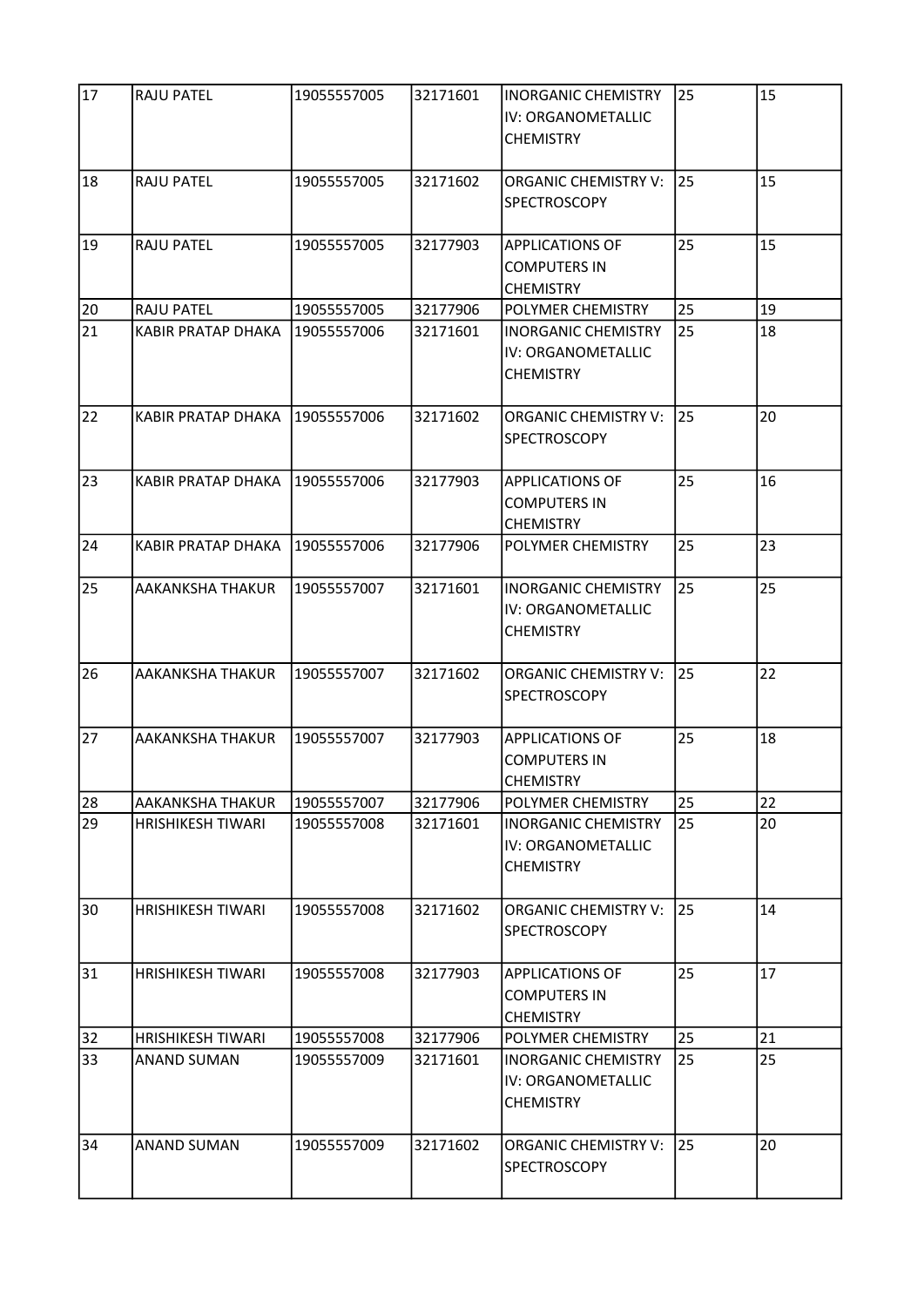| 17 | RAJU PATEL | 19055557005 | 32171601 | INORGANIC CHEMISTRY IV: ORGANOMETALLIC CHEMISTRY | 25 | 15 |
|---|---|---|---|---|---|---|
| 18 | RAJU PATEL | 19055557005 | 32171602 | ORGANIC CHEMISTRY V: SPECTROSCOPY | 25 | 15 |
| 19 | RAJU PATEL | 19055557005 | 32177903 | APPLICATIONS OF COMPUTERS IN CHEMISTRY | 25 | 15 |
| 20 | RAJU PATEL | 19055557005 | 32177906 | POLYMER CHEMISTRY | 25 | 19 |
| 21 | KABIR PRATAP DHAKA | 19055557006 | 32171601 | INORGANIC CHEMISTRY IV: ORGANOMETALLIC CHEMISTRY | 25 | 18 |
| 22 | KABIR PRATAP DHAKA | 19055557006 | 32171602 | ORGANIC CHEMISTRY V: SPECTROSCOPY | 25 | 20 |
| 23 | KABIR PRATAP DHAKA | 19055557006 | 32177903 | APPLICATIONS OF COMPUTERS IN CHEMISTRY | 25 | 16 |
| 24 | KABIR PRATAP DHAKA | 19055557006 | 32177906 | POLYMER CHEMISTRY | 25 | 23 |
| 25 | AAKANKSHA THAKUR | 19055557007 | 32171601 | INORGANIC CHEMISTRY IV: ORGANOMETALLIC CHEMISTRY | 25 | 25 |
| 26 | AAKANKSHA THAKUR | 19055557007 | 32171602 | ORGANIC CHEMISTRY V: SPECTROSCOPY | 25 | 22 |
| 27 | AAKANKSHA THAKUR | 19055557007 | 32177903 | APPLICATIONS OF COMPUTERS IN CHEMISTRY | 25 | 18 |
| 28 | AAKANKSHA THAKUR | 19055557007 | 32177906 | POLYMER CHEMISTRY | 25 | 22 |
| 29 | HRISHIKESH TIWARI | 19055557008 | 32171601 | INORGANIC CHEMISTRY IV: ORGANOMETALLIC CHEMISTRY | 25 | 20 |
| 30 | HRISHIKESH TIWARI | 19055557008 | 32171602 | ORGANIC CHEMISTRY V: SPECTROSCOPY | 25 | 14 |
| 31 | HRISHIKESH TIWARI | 19055557008 | 32177903 | APPLICATIONS OF COMPUTERS IN CHEMISTRY | 25 | 17 |
| 32 | HRISHIKESH TIWARI | 19055557008 | 32177906 | POLYMER CHEMISTRY | 25 | 21 |
| 33 | ANAND SUMAN | 19055557009 | 32171601 | INORGANIC CHEMISTRY IV: ORGANOMETALLIC CHEMISTRY | 25 | 25 |
| 34 | ANAND SUMAN | 19055557009 | 32171602 | ORGANIC CHEMISTRY V: SPECTROSCOPY | 25 | 20 |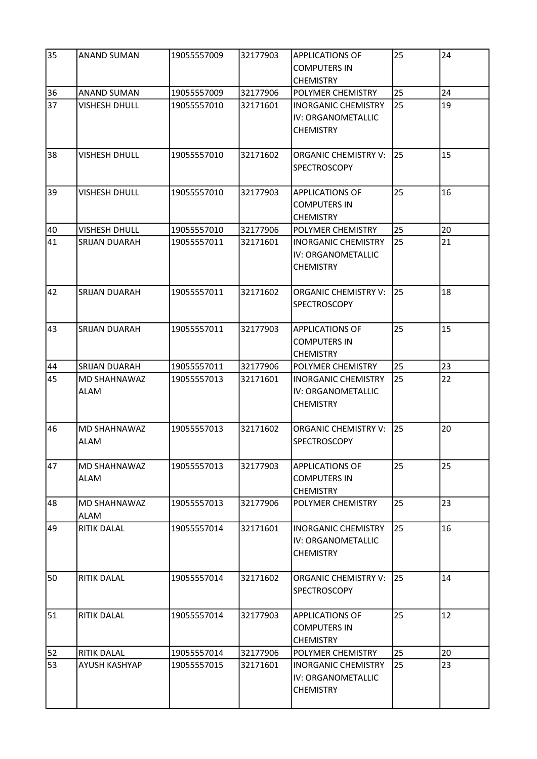| 35 | ANAND SUMAN | 19055557009 | 32177903 | APPLICATIONS OF COMPUTERS IN CHEMISTRY | 25 | 24 |
|---|---|---|---|---|---|---|
| 36 | ANAND SUMAN | 19055557009 | 32177906 | POLYMER CHEMISTRY | 25 | 24 |
| 37 | VISHESH DHULL | 19055557010 | 32171601 | INORGANIC CHEMISTRY IV: ORGANOMETALLIC CHEMISTRY | 25 | 19 |
| 38 | VISHESH DHULL | 19055557010 | 32171602 | ORGANIC CHEMISTRY V: SPECTROSCOPY | 25 | 15 |
| 39 | VISHESH DHULL | 19055557010 | 32177903 | APPLICATIONS OF COMPUTERS IN CHEMISTRY | 25 | 16 |
| 40 | VISHESH DHULL | 19055557010 | 32177906 | POLYMER CHEMISTRY | 25 | 20 |
| 41 | SRIJAN DUARAH | 19055557011 | 32171601 | INORGANIC CHEMISTRY IV: ORGANOMETALLIC CHEMISTRY | 25 | 21 |
| 42 | SRIJAN DUARAH | 19055557011 | 32171602 | ORGANIC CHEMISTRY V: SPECTROSCOPY | 25 | 18 |
| 43 | SRIJAN DUARAH | 19055557011 | 32177903 | APPLICATIONS OF COMPUTERS IN CHEMISTRY | 25 | 15 |
| 44 | SRIJAN DUARAH | 19055557011 | 32177906 | POLYMER CHEMISTRY | 25 | 23 |
| 45 | MD SHAHNAWAZ ALAM | 19055557013 | 32171601 | INORGANIC CHEMISTRY IV: ORGANOMETALLIC CHEMISTRY | 25 | 22 |
| 46 | MD SHAHNAWAZ ALAM | 19055557013 | 32171602 | ORGANIC CHEMISTRY V: SPECTROSCOPY | 25 | 20 |
| 47 | MD SHAHNAWAZ ALAM | 19055557013 | 32177903 | APPLICATIONS OF COMPUTERS IN CHEMISTRY | 25 | 25 |
| 48 | MD SHAHNAWAZ ALAM | 19055557013 | 32177906 | POLYMER CHEMISTRY | 25 | 23 |
| 49 | RITIK DALAL | 19055557014 | 32171601 | INORGANIC CHEMISTRY IV: ORGANOMETALLIC CHEMISTRY | 25 | 16 |
| 50 | RITIK DALAL | 19055557014 | 32171602 | ORGANIC CHEMISTRY V: SPECTROSCOPY | 25 | 14 |
| 51 | RITIK DALAL | 19055557014 | 32177903 | APPLICATIONS OF COMPUTERS IN CHEMISTRY | 25 | 12 |
| 52 | RITIK DALAL | 19055557014 | 32177906 | POLYMER CHEMISTRY | 25 | 20 |
| 53 | AYUSH KASHYAP | 19055557015 | 32171601 | INORGANIC CHEMISTRY IV: ORGANOMETALLIC CHEMISTRY | 25 | 23 |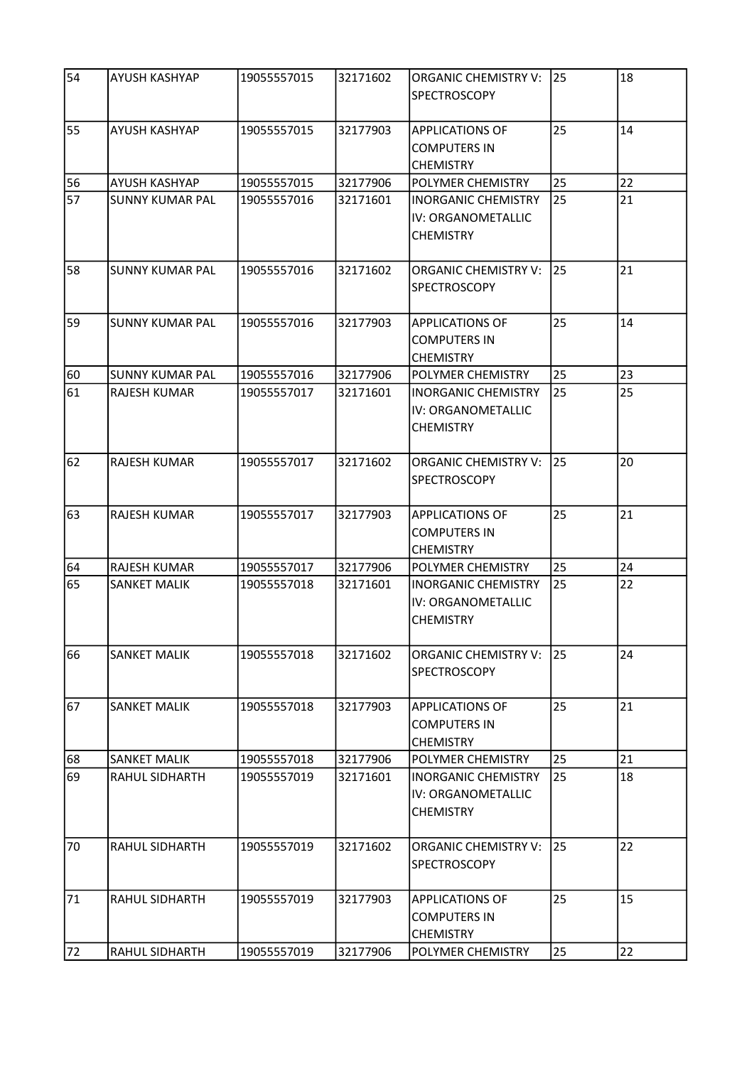| 54 | AYUSH KASHYAP | 19055557015 | 32171602 | ORGANIC CHEMISTRY V: SPECTROSCOPY | 25 | 18 |
|---|---|---|---|---|---|---|
| 55 | AYUSH KASHYAP | 19055557015 | 32177903 | APPLICATIONS OF COMPUTERS IN CHEMISTRY | 25 | 14 |
| 56 | AYUSH KASHYAP | 19055557015 | 32177906 | POLYMER CHEMISTRY | 25 | 22 |
| 57 | SUNNY KUMAR PAL | 19055557016 | 32171601 | INORGANIC CHEMISTRY IV: ORGANOMETALLIC CHEMISTRY | 25 | 21 |
| 58 | SUNNY KUMAR PAL | 19055557016 | 32171602 | ORGANIC CHEMISTRY V: SPECTROSCOPY | 25 | 21 |
| 59 | SUNNY KUMAR PAL | 19055557016 | 32177903 | APPLICATIONS OF COMPUTERS IN CHEMISTRY | 25 | 14 |
| 60 | SUNNY KUMAR PAL | 19055557016 | 32177906 | POLYMER CHEMISTRY | 25 | 23 |
| 61 | RAJESH KUMAR | 19055557017 | 32171601 | INORGANIC CHEMISTRY IV: ORGANOMETALLIC CHEMISTRY | 25 | 25 |
| 62 | RAJESH KUMAR | 19055557017 | 32171602 | ORGANIC CHEMISTRY V: SPECTROSCOPY | 25 | 20 |
| 63 | RAJESH KUMAR | 19055557017 | 32177903 | APPLICATIONS OF COMPUTERS IN CHEMISTRY | 25 | 21 |
| 64 | RAJESH KUMAR | 19055557017 | 32177906 | POLYMER CHEMISTRY | 25 | 24 |
| 65 | SANKET MALIK | 19055557018 | 32171601 | INORGANIC CHEMISTRY IV: ORGANOMETALLIC CHEMISTRY | 25 | 22 |
| 66 | SANKET MALIK | 19055557018 | 32171602 | ORGANIC CHEMISTRY V: SPECTROSCOPY | 25 | 24 |
| 67 | SANKET MALIK | 19055557018 | 32177903 | APPLICATIONS OF COMPUTERS IN CHEMISTRY | 25 | 21 |
| 68 | SANKET MALIK | 19055557018 | 32177906 | POLYMER CHEMISTRY | 25 | 21 |
| 69 | RAHUL SIDHARTH | 19055557019 | 32171601 | INORGANIC CHEMISTRY IV: ORGANOMETALLIC CHEMISTRY | 25 | 18 |
| 70 | RAHUL SIDHARTH | 19055557019 | 32171602 | ORGANIC CHEMISTRY V: SPECTROSCOPY | 25 | 22 |
| 71 | RAHUL SIDHARTH | 19055557019 | 32177903 | APPLICATIONS OF COMPUTERS IN CHEMISTRY | 25 | 15 |
| 72 | RAHUL SIDHARTH | 19055557019 | 32177906 | POLYMER CHEMISTRY | 25 | 22 |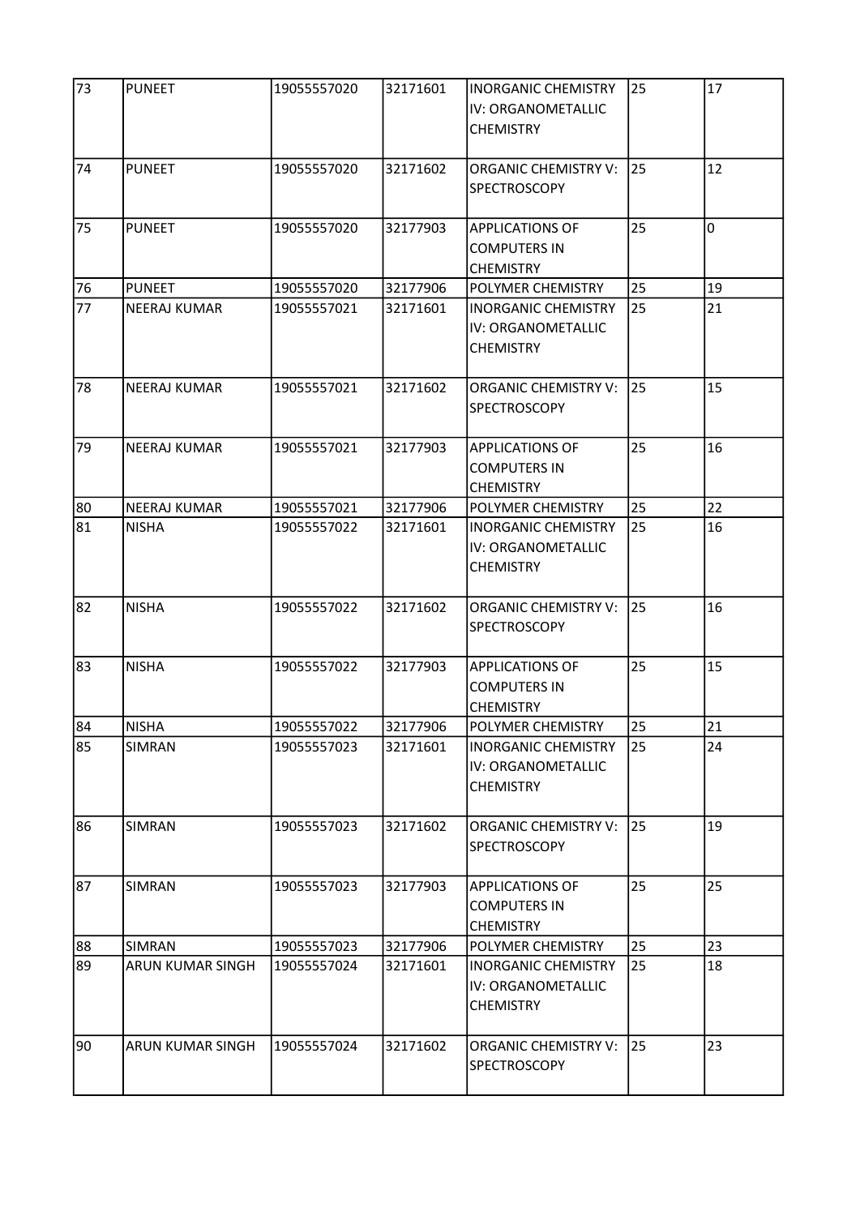| 73 | PUNEET | 19055557020 | 32171601 | INORGANIC CHEMISTRY IV: ORGANOMETALLIC CHEMISTRY | 25 | 17 |
|---|---|---|---|---|---|---|
| 74 | PUNEET | 19055557020 | 32171602 | ORGANIC CHEMISTRY V: SPECTROSCOPY | 25 | 12 |
| 75 | PUNEET | 19055557020 | 32177903 | APPLICATIONS OF COMPUTERS IN CHEMISTRY | 25 | 0 |
| 76 | PUNEET | 19055557020 | 32177906 | POLYMER CHEMISTRY | 25 | 19 |
| 77 | NEERAJ KUMAR | 19055557021 | 32171601 | INORGANIC CHEMISTRY IV: ORGANOMETALLIC CHEMISTRY | 25 | 21 |
| 78 | NEERAJ KUMAR | 19055557021 | 32171602 | ORGANIC CHEMISTRY V: SPECTROSCOPY | 25 | 15 |
| 79 | NEERAJ KUMAR | 19055557021 | 32177903 | APPLICATIONS OF COMPUTERS IN CHEMISTRY | 25 | 16 |
| 80 | NEERAJ KUMAR | 19055557021 | 32177906 | POLYMER CHEMISTRY | 25 | 22 |
| 81 | NISHA | 19055557022 | 32171601 | INORGANIC CHEMISTRY IV: ORGANOMETALLIC CHEMISTRY | 25 | 16 |
| 82 | NISHA | 19055557022 | 32171602 | ORGANIC CHEMISTRY V: SPECTROSCOPY | 25 | 16 |
| 83 | NISHA | 19055557022 | 32177903 | APPLICATIONS OF COMPUTERS IN CHEMISTRY | 25 | 15 |
| 84 | NISHA | 19055557022 | 32177906 | POLYMER CHEMISTRY | 25 | 21 |
| 85 | SIMRAN | 19055557023 | 32171601 | INORGANIC CHEMISTRY IV: ORGANOMETALLIC CHEMISTRY | 25 | 24 |
| 86 | SIMRAN | 19055557023 | 32171602 | ORGANIC CHEMISTRY V: SPECTROSCOPY | 25 | 19 |
| 87 | SIMRAN | 19055557023 | 32177903 | APPLICATIONS OF COMPUTERS IN CHEMISTRY | 25 | 25 |
| 88 | SIMRAN | 19055557023 | 32177906 | POLYMER CHEMISTRY | 25 | 23 |
| 89 | ARUN KUMAR SINGH | 19055557024 | 32171601 | INORGANIC CHEMISTRY IV: ORGANOMETALLIC CHEMISTRY | 25 | 18 |
| 90 | ARUN KUMAR SINGH | 19055557024 | 32171602 | ORGANIC CHEMISTRY V: SPECTROSCOPY | 25 | 23 |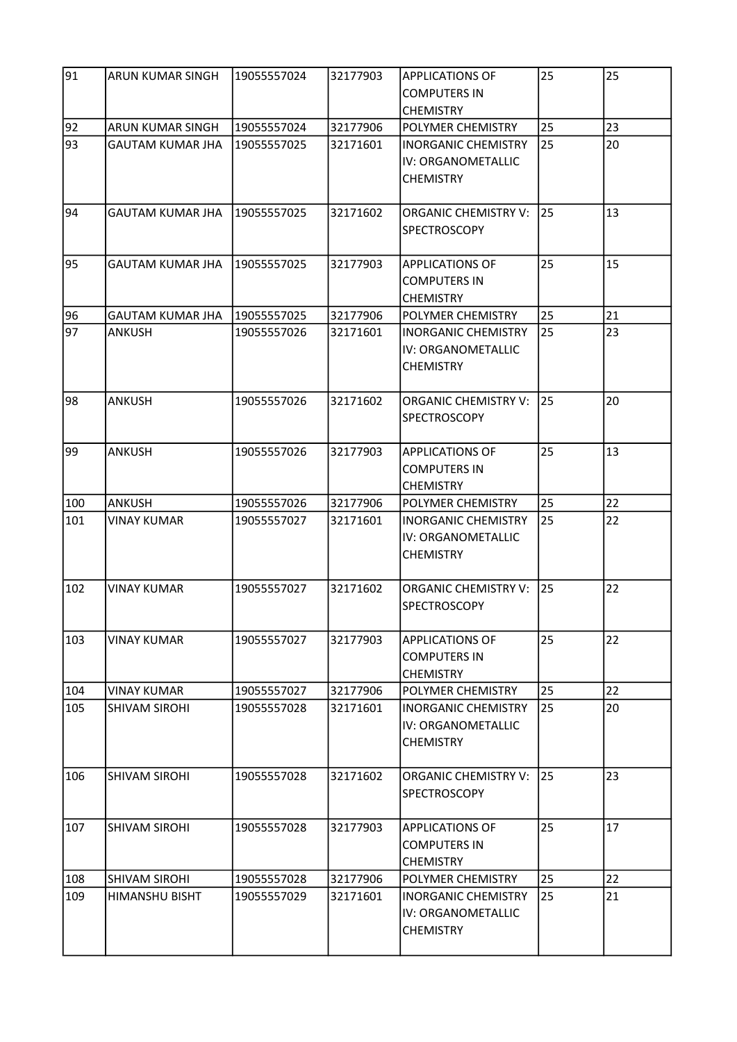| 91 | ARUN KUMAR SINGH | 19055557024 | 32177903 | APPLICATIONS OF COMPUTERS IN CHEMISTRY | 25 | 25 |
|---|---|---|---|---|---|---|
| 92 | ARUN KUMAR SINGH | 19055557024 | 32177906 | POLYMER CHEMISTRY | 25 | 23 |
| 93 | GAUTAM KUMAR JHA | 19055557025 | 32171601 | INORGANIC CHEMISTRY IV: ORGANOMETALLIC CHEMISTRY | 25 | 20 |
| 94 | GAUTAM KUMAR JHA | 19055557025 | 32171602 | ORGANIC CHEMISTRY V: SPECTROSCOPY | 25 | 13 |
| 95 | GAUTAM KUMAR JHA | 19055557025 | 32177903 | APPLICATIONS OF COMPUTERS IN CHEMISTRY | 25 | 15 |
| 96 | GAUTAM KUMAR JHA | 19055557025 | 32177906 | POLYMER CHEMISTRY | 25 | 21 |
| 97 | ANKUSH | 19055557026 | 32171601 | INORGANIC CHEMISTRY IV: ORGANOMETALLIC CHEMISTRY | 25 | 23 |
| 98 | ANKUSH | 19055557026 | 32171602 | ORGANIC CHEMISTRY V: SPECTROSCOPY | 25 | 20 |
| 99 | ANKUSH | 19055557026 | 32177903 | APPLICATIONS OF COMPUTERS IN CHEMISTRY | 25 | 13 |
| 100 | ANKUSH | 19055557026 | 32177906 | POLYMER CHEMISTRY | 25 | 22 |
| 101 | VINAY KUMAR | 19055557027 | 32171601 | INORGANIC CHEMISTRY IV: ORGANOMETALLIC CHEMISTRY | 25 | 22 |
| 102 | VINAY KUMAR | 19055557027 | 32171602 | ORGANIC CHEMISTRY V: SPECTROSCOPY | 25 | 22 |
| 103 | VINAY KUMAR | 19055557027 | 32177903 | APPLICATIONS OF COMPUTERS IN CHEMISTRY | 25 | 22 |
| 104 | VINAY KUMAR | 19055557027 | 32177906 | POLYMER CHEMISTRY | 25 | 22 |
| 105 | SHIVAM SIROHI | 19055557028 | 32171601 | INORGANIC CHEMISTRY IV: ORGANOMETALLIC CHEMISTRY | 25 | 20 |
| 106 | SHIVAM SIROHI | 19055557028 | 32171602 | ORGANIC CHEMISTRY V: SPECTROSCOPY | 25 | 23 |
| 107 | SHIVAM SIROHI | 19055557028 | 32177903 | APPLICATIONS OF COMPUTERS IN CHEMISTRY | 25 | 17 |
| 108 | SHIVAM SIROHI | 19055557028 | 32177906 | POLYMER CHEMISTRY | 25 | 22 |
| 109 | HIMANSHU BISHT | 19055557029 | 32171601 | INORGANIC CHEMISTRY IV: ORGANOMETALLIC CHEMISTRY | 25 | 21 |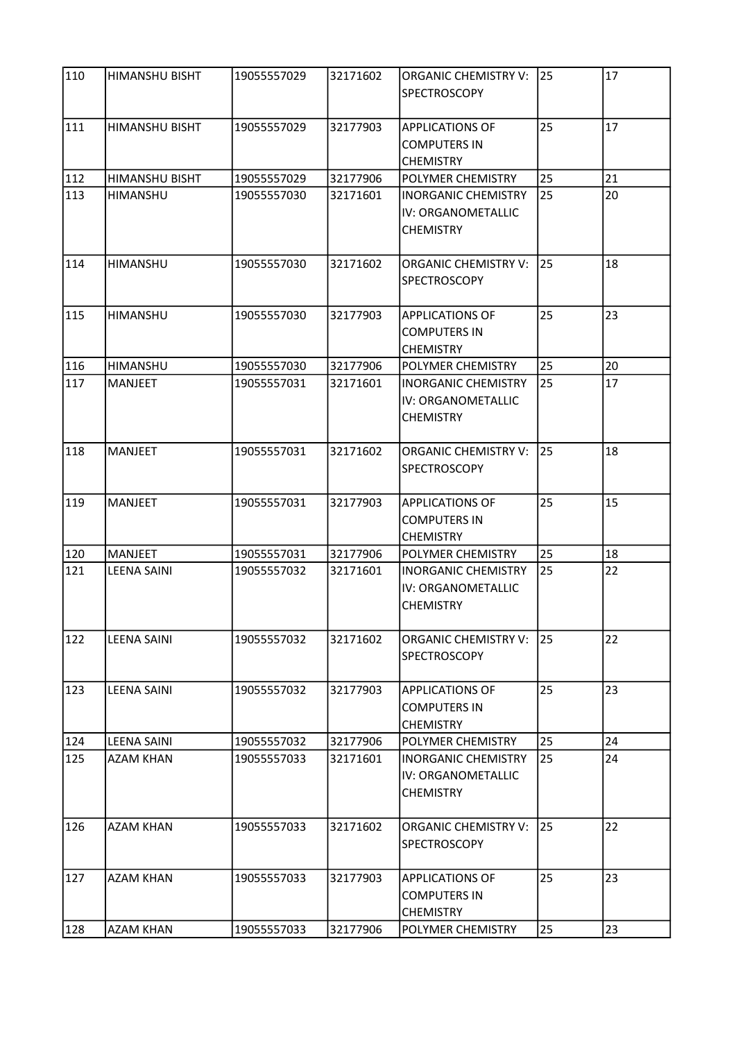| 110 | HIMANSHU BISHT | 19055557029 | 32171602 | ORGANIC CHEMISTRY V: SPECTROSCOPY | 25 | 17 |
|---|---|---|---|---|---|---|
| 111 | HIMANSHU BISHT | 19055557029 | 32177903 | APPLICATIONS OF COMPUTERS IN CHEMISTRY | 25 | 17 |
| 112 | HIMANSHU BISHT | 19055557029 | 32177906 | POLYMER CHEMISTRY | 25 | 21 |
| 113 | HIMANSHU | 19055557030 | 32171601 | INORGANIC CHEMISTRY IV: ORGANOMETALLIC CHEMISTRY | 25 | 20 |
| 114 | HIMANSHU | 19055557030 | 32171602 | ORGANIC CHEMISTRY V: SPECTROSCOPY | 25 | 18 |
| 115 | HIMANSHU | 19055557030 | 32177903 | APPLICATIONS OF COMPUTERS IN CHEMISTRY | 25 | 23 |
| 116 | HIMANSHU | 19055557030 | 32177906 | POLYMER CHEMISTRY | 25 | 20 |
| 117 | MANJEET | 19055557031 | 32171601 | INORGANIC CHEMISTRY IV: ORGANOMETALLIC CHEMISTRY | 25 | 17 |
| 118 | MANJEET | 19055557031 | 32171602 | ORGANIC CHEMISTRY V: SPECTROSCOPY | 25 | 18 |
| 119 | MANJEET | 19055557031 | 32177903 | APPLICATIONS OF COMPUTERS IN CHEMISTRY | 25 | 15 |
| 120 | MANJEET | 19055557031 | 32177906 | POLYMER CHEMISTRY | 25 | 18 |
| 121 | LEENA SAINI | 19055557032 | 32171601 | INORGANIC CHEMISTRY IV: ORGANOMETALLIC CHEMISTRY | 25 | 22 |
| 122 | LEENA SAINI | 19055557032 | 32171602 | ORGANIC CHEMISTRY V: SPECTROSCOPY | 25 | 22 |
| 123 | LEENA SAINI | 19055557032 | 32177903 | APPLICATIONS OF COMPUTERS IN CHEMISTRY | 25 | 23 |
| 124 | LEENA SAINI | 19055557032 | 32177906 | POLYMER CHEMISTRY | 25 | 24 |
| 125 | AZAM KHAN | 19055557033 | 32171601 | INORGANIC CHEMISTRY IV: ORGANOMETALLIC CHEMISTRY | 25 | 24 |
| 126 | AZAM KHAN | 19055557033 | 32171602 | ORGANIC CHEMISTRY V: SPECTROSCOPY | 25 | 22 |
| 127 | AZAM KHAN | 19055557033 | 32177903 | APPLICATIONS OF COMPUTERS IN CHEMISTRY | 25 | 23 |
| 128 | AZAM KHAN | 19055557033 | 32177906 | POLYMER CHEMISTRY | 25 | 23 |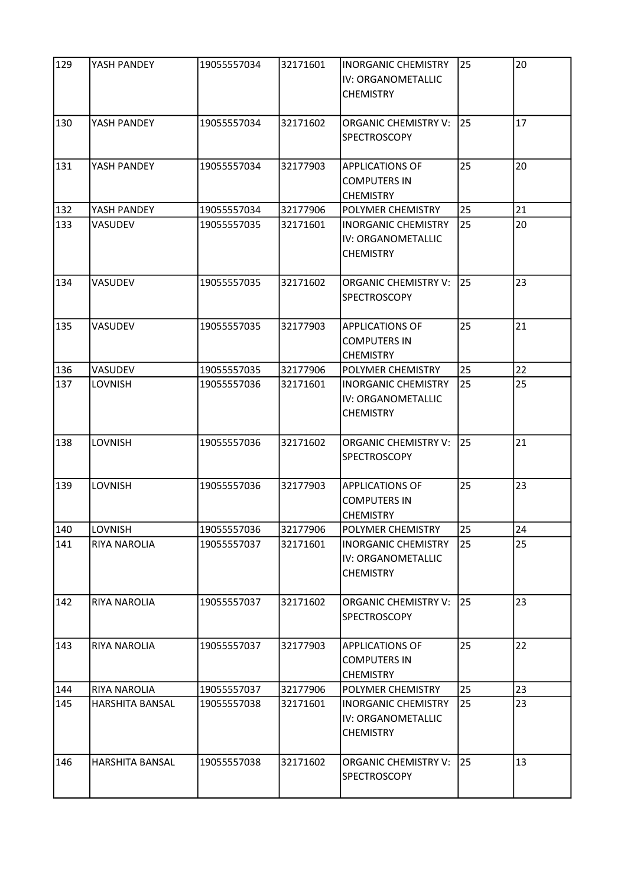| 129 | YASH PANDEY | 19055557034 | 32171601 | INORGANIC CHEMISTRY IV: ORGANOMETALLIC CHEMISTRY | 25 | 20 |
|---|---|---|---|---|---|---|
| 130 | YASH PANDEY | 19055557034 | 32171602 | ORGANIC CHEMISTRY V: SPECTROSCOPY | 25 | 17 |
| 131 | YASH PANDEY | 19055557034 | 32177903 | APPLICATIONS OF COMPUTERS IN CHEMISTRY | 25 | 20 |
| 132 | YASH PANDEY | 19055557034 | 32177906 | POLYMER CHEMISTRY | 25 | 21 |
| 133 | VASUDEV | 19055557035 | 32171601 | INORGANIC CHEMISTRY IV: ORGANOMETALLIC CHEMISTRY | 25 | 20 |
| 134 | VASUDEV | 19055557035 | 32171602 | ORGANIC CHEMISTRY V: SPECTROSCOPY | 25 | 23 |
| 135 | VASUDEV | 19055557035 | 32177903 | APPLICATIONS OF COMPUTERS IN CHEMISTRY | 25 | 21 |
| 136 | VASUDEV | 19055557035 | 32177906 | POLYMER CHEMISTRY | 25 | 22 |
| 137 | LOVNISH | 19055557036 | 32171601 | INORGANIC CHEMISTRY IV: ORGANOMETALLIC CHEMISTRY | 25 | 25 |
| 138 | LOVNISH | 19055557036 | 32171602 | ORGANIC CHEMISTRY V: SPECTROSCOPY | 25 | 21 |
| 139 | LOVNISH | 19055557036 | 32177903 | APPLICATIONS OF COMPUTERS IN CHEMISTRY | 25 | 23 |
| 140 | LOVNISH | 19055557036 | 32177906 | POLYMER CHEMISTRY | 25 | 24 |
| 141 | RIYA NAROLIA | 19055557037 | 32171601 | INORGANIC CHEMISTRY IV: ORGANOMETALLIC CHEMISTRY | 25 | 25 |
| 142 | RIYA NAROLIA | 19055557037 | 32171602 | ORGANIC CHEMISTRY V: SPECTROSCOPY | 25 | 23 |
| 143 | RIYA NAROLIA | 19055557037 | 32177903 | APPLICATIONS OF COMPUTERS IN CHEMISTRY | 25 | 22 |
| 144 | RIYA NAROLIA | 19055557037 | 32177906 | POLYMER CHEMISTRY | 25 | 23 |
| 145 | HARSHITA BANSAL | 19055557038 | 32171601 | INORGANIC CHEMISTRY IV: ORGANOMETALLIC CHEMISTRY | 25 | 23 |
| 146 | HARSHITA BANSAL | 19055557038 | 32171602 | ORGANIC CHEMISTRY V: SPECTROSCOPY | 25 | 13 |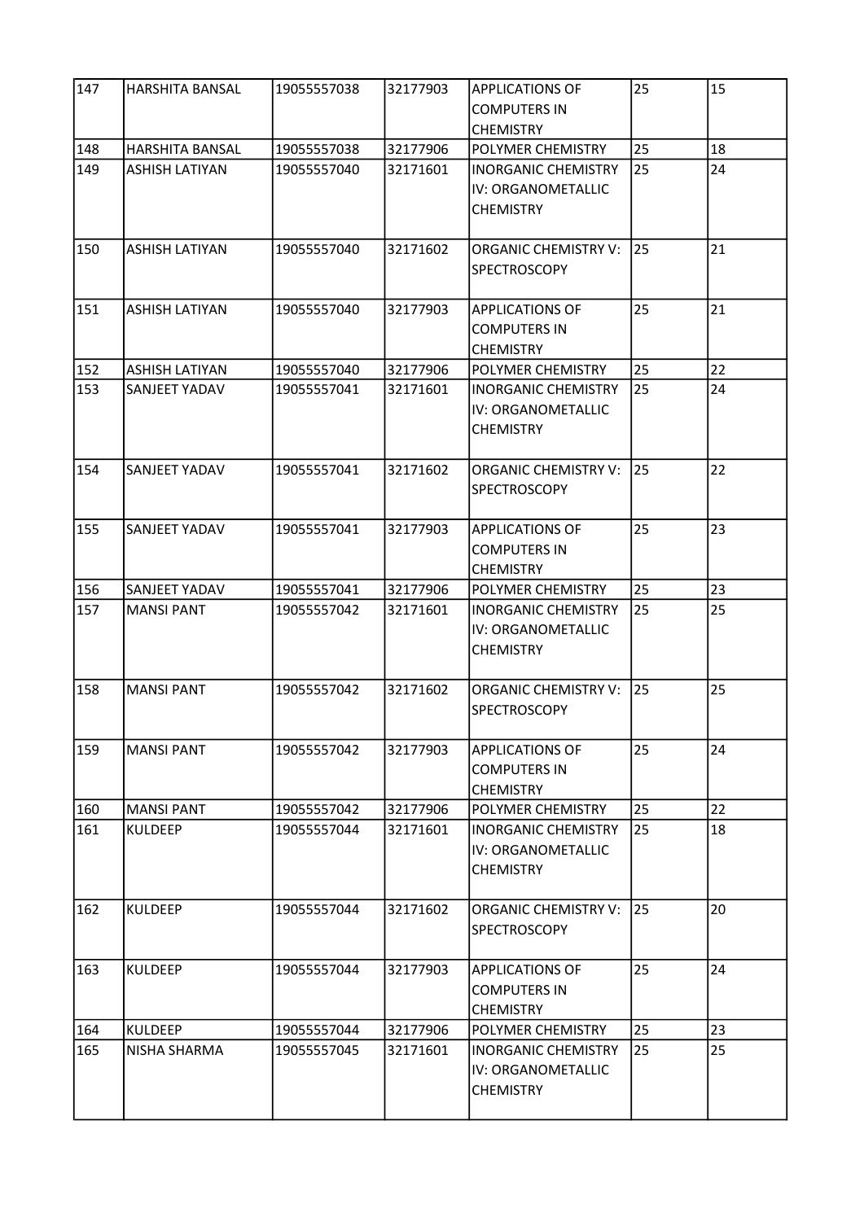| 147 | HARSHITA BANSAL | 19055557038 | 32177903 | APPLICATIONS OF COMPUTERS IN CHEMISTRY | 25 | 15 |
|---|---|---|---|---|---|---|
| 148 | HARSHITA BANSAL | 19055557038 | 32177906 | POLYMER CHEMISTRY | 25 | 18 |
| 149 | ASHISH LATIYAN | 19055557040 | 32171601 | INORGANIC CHEMISTRY IV: ORGANOMETALLIC CHEMISTRY | 25 | 24 |
| 150 | ASHISH LATIYAN | 19055557040 | 32171602 | ORGANIC CHEMISTRY V: SPECTROSCOPY | 25 | 21 |
| 151 | ASHISH LATIYAN | 19055557040 | 32177903 | APPLICATIONS OF COMPUTERS IN CHEMISTRY | 25 | 21 |
| 152 | ASHISH LATIYAN | 19055557040 | 32177906 | POLYMER CHEMISTRY | 25 | 22 |
| 153 | SANJEET YADAV | 19055557041 | 32171601 | INORGANIC CHEMISTRY IV: ORGANOMETALLIC CHEMISTRY | 25 | 24 |
| 154 | SANJEET YADAV | 19055557041 | 32171602 | ORGANIC CHEMISTRY V: SPECTROSCOPY | 25 | 22 |
| 155 | SANJEET YADAV | 19055557041 | 32177903 | APPLICATIONS OF COMPUTERS IN CHEMISTRY | 25 | 23 |
| 156 | SANJEET YADAV | 19055557041 | 32177906 | POLYMER CHEMISTRY | 25 | 23 |
| 157 | MANSI PANT | 19055557042 | 32171601 | INORGANIC CHEMISTRY IV: ORGANOMETALLIC CHEMISTRY | 25 | 25 |
| 158 | MANSI PANT | 19055557042 | 32171602 | ORGANIC CHEMISTRY V: SPECTROSCOPY | 25 | 25 |
| 159 | MANSI PANT | 19055557042 | 32177903 | APPLICATIONS OF COMPUTERS IN CHEMISTRY | 25 | 24 |
| 160 | MANSI PANT | 19055557042 | 32177906 | POLYMER CHEMISTRY | 25 | 22 |
| 161 | KULDEEP | 19055557044 | 32171601 | INORGANIC CHEMISTRY IV: ORGANOMETALLIC CHEMISTRY | 25 | 18 |
| 162 | KULDEEP | 19055557044 | 32171602 | ORGANIC CHEMISTRY V: SPECTROSCOPY | 25 | 20 |
| 163 | KULDEEP | 19055557044 | 32177903 | APPLICATIONS OF COMPUTERS IN CHEMISTRY | 25 | 24 |
| 164 | KULDEEP | 19055557044 | 32177906 | POLYMER CHEMISTRY | 25 | 23 |
| 165 | NISHA SHARMA | 19055557045 | 32171601 | INORGANIC CHEMISTRY IV: ORGANOMETALLIC CHEMISTRY | 25 | 25 |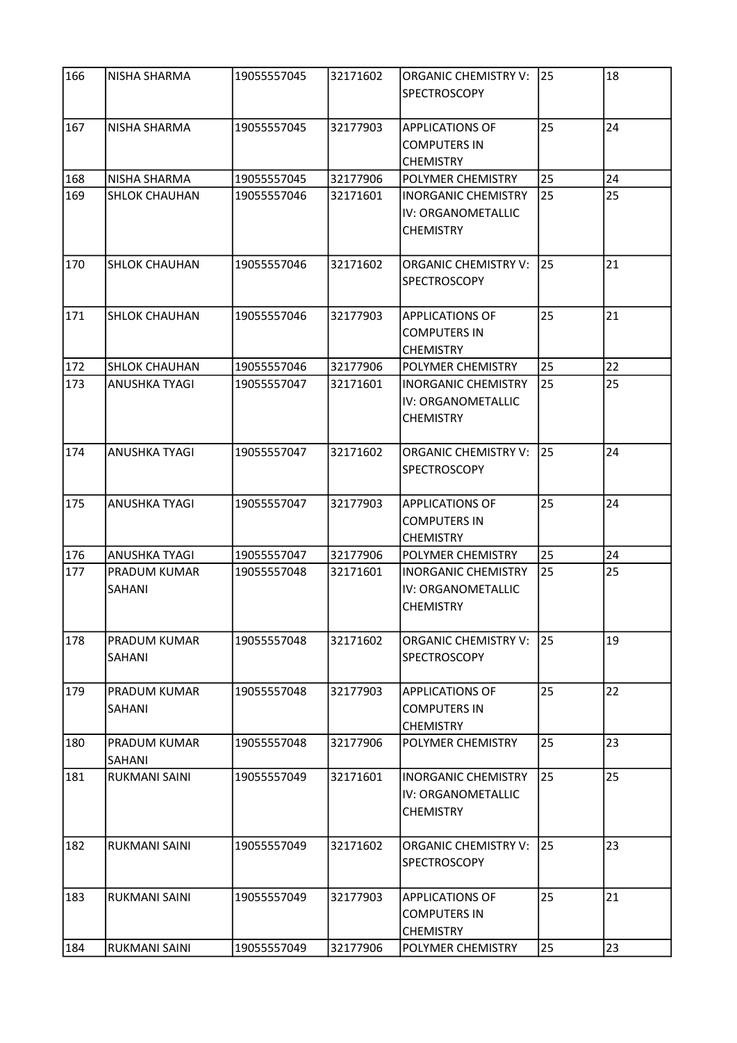| 166 | NISHA SHARMA | 19055557045 | 32171602 | ORGANIC CHEMISTRY V: SPECTROSCOPY | 25 | 18 |
|---|---|---|---|---|---|---|
| 167 | NISHA SHARMA | 19055557045 | 32177903 | APPLICATIONS OF COMPUTERS IN CHEMISTRY | 25 | 24 |
| 168 | NISHA SHARMA | 19055557045 | 32177906 | POLYMER CHEMISTRY | 25 | 24 |
| 169 | SHLOK CHAUHAN | 19055557046 | 32171601 | INORGANIC CHEMISTRY IV: ORGANOMETALLIC CHEMISTRY | 25 | 25 |
| 170 | SHLOK CHAUHAN | 19055557046 | 32171602 | ORGANIC CHEMISTRY V: SPECTROSCOPY | 25 | 21 |
| 171 | SHLOK CHAUHAN | 19055557046 | 32177903 | APPLICATIONS OF COMPUTERS IN CHEMISTRY | 25 | 21 |
| 172 | SHLOK CHAUHAN | 19055557046 | 32177906 | POLYMER CHEMISTRY | 25 | 22 |
| 173 | ANUSHKA TYAGI | 19055557047 | 32171601 | INORGANIC CHEMISTRY IV: ORGANOMETALLIC CHEMISTRY | 25 | 25 |
| 174 | ANUSHKA TYAGI | 19055557047 | 32171602 | ORGANIC CHEMISTRY V: SPECTROSCOPY | 25 | 24 |
| 175 | ANUSHKA TYAGI | 19055557047 | 32177903 | APPLICATIONS OF COMPUTERS IN CHEMISTRY | 25 | 24 |
| 176 | ANUSHKA TYAGI | 19055557047 | 32177906 | POLYMER CHEMISTRY | 25 | 24 |
| 177 | PRADUM KUMAR SAHANI | 19055557048 | 32171601 | INORGANIC CHEMISTRY IV: ORGANOMETALLIC CHEMISTRY | 25 | 25 |
| 178 | PRADUM KUMAR SAHANI | 19055557048 | 32171602 | ORGANIC CHEMISTRY V: SPECTROSCOPY | 25 | 19 |
| 179 | PRADUM KUMAR SAHANI | 19055557048 | 32177903 | APPLICATIONS OF COMPUTERS IN CHEMISTRY | 25 | 22 |
| 180 | PRADUM KUMAR SAHANI | 19055557048 | 32177906 | POLYMER CHEMISTRY | 25 | 23 |
| 181 | RUKMANI SAINI | 19055557049 | 32171601 | INORGANIC CHEMISTRY IV: ORGANOMETALLIC CHEMISTRY | 25 | 25 |
| 182 | RUKMANI SAINI | 19055557049 | 32171602 | ORGANIC CHEMISTRY V: SPECTROSCOPY | 25 | 23 |
| 183 | RUKMANI SAINI | 19055557049 | 32177903 | APPLICATIONS OF COMPUTERS IN CHEMISTRY | 25 | 21 |
| 184 | RUKMANI SAINI | 19055557049 | 32177906 | POLYMER CHEMISTRY | 25 | 23 |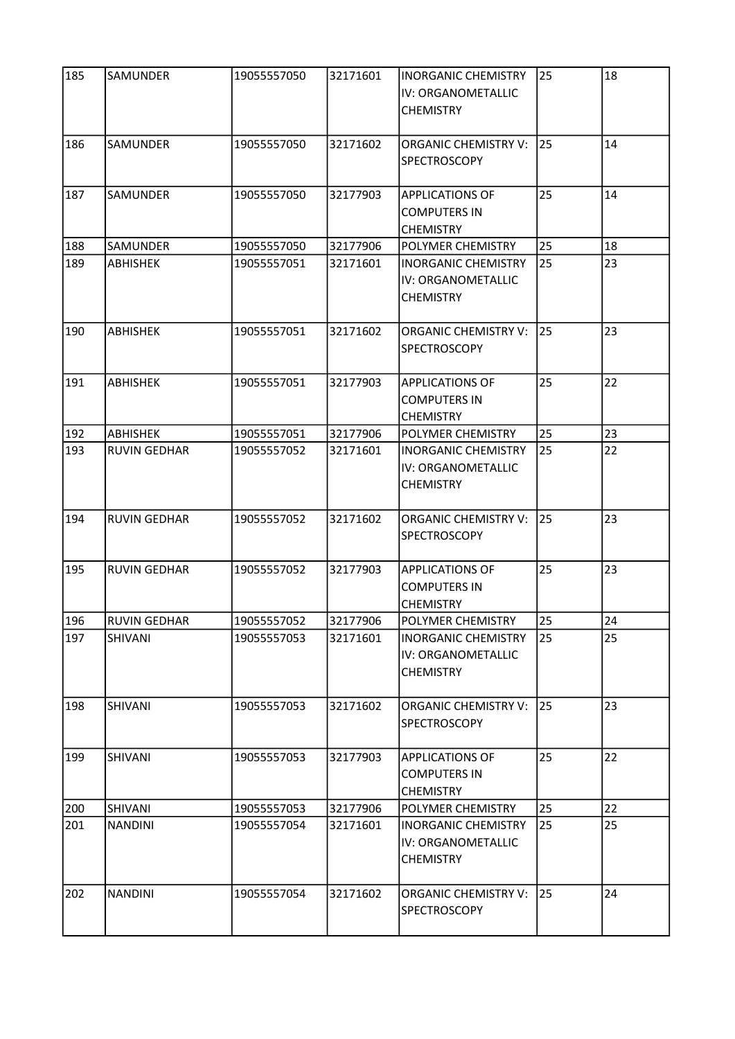| 185 | SAMUNDER | 19055557050 | 32171601 | INORGANIC CHEMISTRY IV: ORGANOMETALLIC CHEMISTRY | 25 | 18 |
|---|---|---|---|---|---|---|
| 186 | SAMUNDER | 19055557050 | 32171602 | ORGANIC CHEMISTRY V: SPECTROSCOPY | 25 | 14 |
| 187 | SAMUNDER | 19055557050 | 32177903 | APPLICATIONS OF COMPUTERS IN CHEMISTRY | 25 | 14 |
| 188 | SAMUNDER | 19055557050 | 32177906 | POLYMER CHEMISTRY | 25 | 18 |
| 189 | ABHISHEK | 19055557051 | 32171601 | INORGANIC CHEMISTRY IV: ORGANOMETALLIC CHEMISTRY | 25 | 23 |
| 190 | ABHISHEK | 19055557051 | 32171602 | ORGANIC CHEMISTRY V: SPECTROSCOPY | 25 | 23 |
| 191 | ABHISHEK | 19055557051 | 32177903 | APPLICATIONS OF COMPUTERS IN CHEMISTRY | 25 | 22 |
| 192 | ABHISHEK | 19055557051 | 32177906 | POLYMER CHEMISTRY | 25 | 23 |
| 193 | RUVIN GEDHAR | 19055557052 | 32171601 | INORGANIC CHEMISTRY IV: ORGANOMETALLIC CHEMISTRY | 25 | 22 |
| 194 | RUVIN GEDHAR | 19055557052 | 32171602 | ORGANIC CHEMISTRY V: SPECTROSCOPY | 25 | 23 |
| 195 | RUVIN GEDHAR | 19055557052 | 32177903 | APPLICATIONS OF COMPUTERS IN CHEMISTRY | 25 | 23 |
| 196 | RUVIN GEDHAR | 19055557052 | 32177906 | POLYMER CHEMISTRY | 25 | 24 |
| 197 | SHIVANI | 19055557053 | 32171601 | INORGANIC CHEMISTRY IV: ORGANOMETALLIC CHEMISTRY | 25 | 25 |
| 198 | SHIVANI | 19055557053 | 32171602 | ORGANIC CHEMISTRY V: SPECTROSCOPY | 25 | 23 |
| 199 | SHIVANI | 19055557053 | 32177903 | APPLICATIONS OF COMPUTERS IN CHEMISTRY | 25 | 22 |
| 200 | SHIVANI | 19055557053 | 32177906 | POLYMER CHEMISTRY | 25 | 22 |
| 201 | NANDINI | 19055557054 | 32171601 | INORGANIC CHEMISTRY IV: ORGANOMETALLIC CHEMISTRY | 25 | 25 |
| 202 | NANDINI | 19055557054 | 32171602 | ORGANIC CHEMISTRY V: SPECTROSCOPY | 25 | 24 |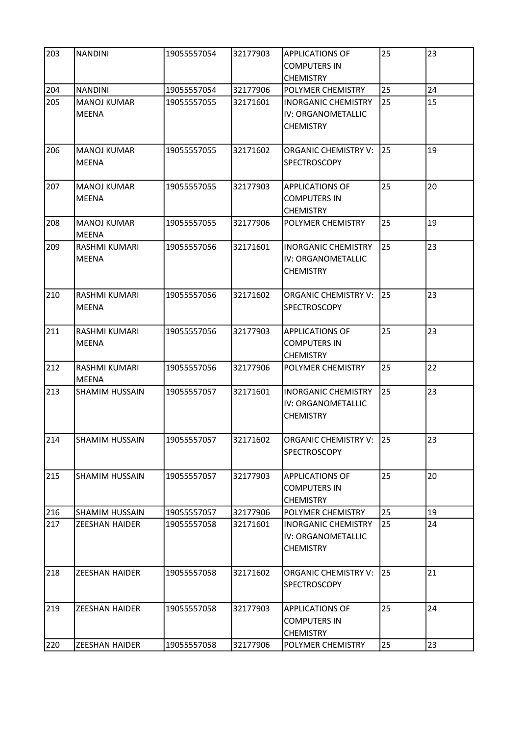| 203 | NANDINI | 19055557054 | 32177903 | APPLICATIONS OF COMPUTERS IN CHEMISTRY | 25 | 23 |
|---|---|---|---|---|---|---|
| 204 | NANDINI | 19055557054 | 32177906 | POLYMER CHEMISTRY | 25 | 24 |
| 205 | MANOJ KUMAR MEENA | 19055557055 | 32171601 | INORGANIC CHEMISTRY IV: ORGANOMETALLIC CHEMISTRY | 25 | 15 |
| 206 | MANOJ KUMAR MEENA | 19055557055 | 32171602 | ORGANIC CHEMISTRY V: SPECTROSCOPY | 25 | 19 |
| 207 | MANOJ KUMAR MEENA | 19055557055 | 32177903 | APPLICATIONS OF COMPUTERS IN CHEMISTRY | 25 | 20 |
| 208 | MANOJ KUMAR MEENA | 19055557055 | 32177906 | POLYMER CHEMISTRY | 25 | 19 |
| 209 | RASHMI KUMARI MEENA | 19055557056 | 32171601 | INORGANIC CHEMISTRY IV: ORGANOMETALLIC CHEMISTRY | 25 | 23 |
| 210 | RASHMI KUMARI MEENA | 19055557056 | 32171602 | ORGANIC CHEMISTRY V: SPECTROSCOPY | 25 | 23 |
| 211 | RASHMI KUMARI MEENA | 19055557056 | 32177903 | APPLICATIONS OF COMPUTERS IN CHEMISTRY | 25 | 23 |
| 212 | RASHMI KUMARI MEENA | 19055557056 | 32177906 | POLYMER CHEMISTRY | 25 | 22 |
| 213 | SHAMIM HUSSAIN | 19055557057 | 32171601 | INORGANIC CHEMISTRY IV: ORGANOMETALLIC CHEMISTRY | 25 | 23 |
| 214 | SHAMIM HUSSAIN | 19055557057 | 32171602 | ORGANIC CHEMISTRY V: SPECTROSCOPY | 25 | 23 |
| 215 | SHAMIM HUSSAIN | 19055557057 | 32177903 | APPLICATIONS OF COMPUTERS IN CHEMISTRY | 25 | 20 |
| 216 | SHAMIM HUSSAIN | 19055557057 | 32177906 | POLYMER CHEMISTRY | 25 | 19 |
| 217 | ZEESHAN HAIDER | 19055557058 | 32171601 | INORGANIC CHEMISTRY IV: ORGANOMETALLIC CHEMISTRY | 25 | 24 |
| 218 | ZEESHAN HAIDER | 19055557058 | 32171602 | ORGANIC CHEMISTRY V: SPECTROSCOPY | 25 | 21 |
| 219 | ZEESHAN HAIDER | 19055557058 | 32177903 | APPLICATIONS OF COMPUTERS IN CHEMISTRY | 25 | 24 |
| 220 | ZEESHAN HAIDER | 19055557058 | 32177906 | POLYMER CHEMISTRY | 25 | 23 |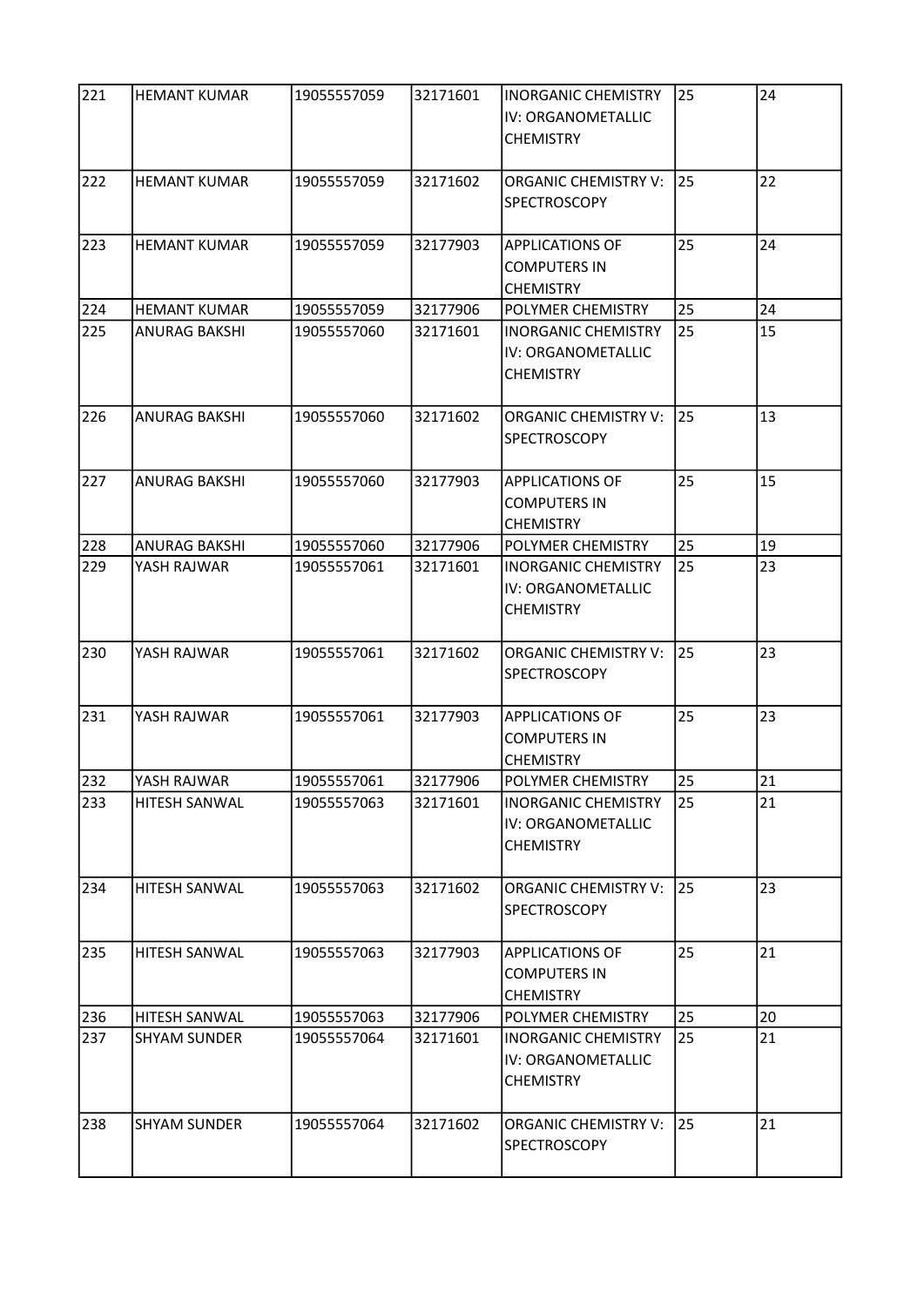| 221 | HEMANT KUMAR | 19055557059 | 32171601 | INORGANIC CHEMISTRY IV: ORGANOMETALLIC CHEMISTRY | 25 | 24 |
|---|---|---|---|---|---|---|
| 222 | HEMANT KUMAR | 19055557059 | 32171602 | ORGANIC CHEMISTRY V: SPECTROSCOPY | 25 | 22 |
| 223 | HEMANT KUMAR | 19055557059 | 32177903 | APPLICATIONS OF COMPUTERS IN CHEMISTRY | 25 | 24 |
| 224 | HEMANT KUMAR | 19055557059 | 32177906 | POLYMER CHEMISTRY | 25 | 24 |
| 225 | ANURAG BAKSHI | 19055557060 | 32171601 | INORGANIC CHEMISTRY IV: ORGANOMETALLIC CHEMISTRY | 25 | 15 |
| 226 | ANURAG BAKSHI | 19055557060 | 32171602 | ORGANIC CHEMISTRY V: SPECTROSCOPY | 25 | 13 |
| 227 | ANURAG BAKSHI | 19055557060 | 32177903 | APPLICATIONS OF COMPUTERS IN CHEMISTRY | 25 | 15 |
| 228 | ANURAG BAKSHI | 19055557060 | 32177906 | POLYMER CHEMISTRY | 25 | 19 |
| 229 | YASH RAJWAR | 19055557061 | 32171601 | INORGANIC CHEMISTRY IV: ORGANOMETALLIC CHEMISTRY | 25 | 23 |
| 230 | YASH RAJWAR | 19055557061 | 32171602 | ORGANIC CHEMISTRY V: SPECTROSCOPY | 25 | 23 |
| 231 | YASH RAJWAR | 19055557061 | 32177903 | APPLICATIONS OF COMPUTERS IN CHEMISTRY | 25 | 23 |
| 232 | YASH RAJWAR | 19055557061 | 32177906 | POLYMER CHEMISTRY | 25 | 21 |
| 233 | HITESH SANWAL | 19055557063 | 32171601 | INORGANIC CHEMISTRY IV: ORGANOMETALLIC CHEMISTRY | 25 | 21 |
| 234 | HITESH SANWAL | 19055557063 | 32171602 | ORGANIC CHEMISTRY V: SPECTROSCOPY | 25 | 23 |
| 235 | HITESH SANWAL | 19055557063 | 32177903 | APPLICATIONS OF COMPUTERS IN CHEMISTRY | 25 | 21 |
| 236 | HITESH SANWAL | 19055557063 | 32177906 | POLYMER CHEMISTRY | 25 | 20 |
| 237 | SHYAM SUNDER | 19055557064 | 32171601 | INORGANIC CHEMISTRY IV: ORGANOMETALLIC CHEMISTRY | 25 | 21 |
| 238 | SHYAM SUNDER | 19055557064 | 32171602 | ORGANIC CHEMISTRY V: SPECTROSCOPY | 25 | 21 |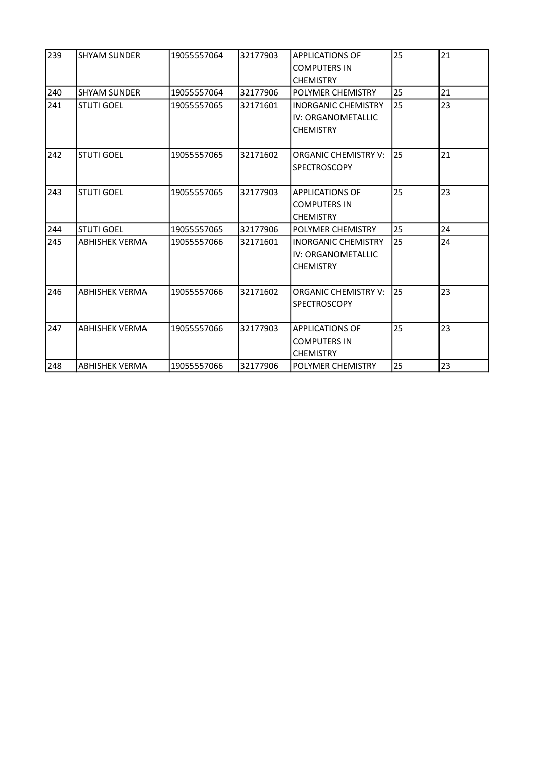| | | | | | | |
|---|---|---|---|---|---|---|
| 239 | SHYAM SUNDER | 19055557064 | 32177903 | APPLICATIONS OF COMPUTERS IN CHEMISTRY | 25 | 21 |
| 240 | SHYAM SUNDER | 19055557064 | 32177906 | POLYMER CHEMISTRY | 25 | 21 |
| 241 | STUTI GOEL | 19055557065 | 32171601 | INORGANIC CHEMISTRY IV: ORGANOMETALLIC CHEMISTRY | 25 | 23 |
| 242 | STUTI GOEL | 19055557065 | 32171602 | ORGANIC CHEMISTRY V: SPECTROSCOPY | 25 | 21 |
| 243 | STUTI GOEL | 19055557065 | 32177903 | APPLICATIONS OF COMPUTERS IN CHEMISTRY | 25 | 23 |
| 244 | STUTI GOEL | 19055557065 | 32177906 | POLYMER CHEMISTRY | 25 | 24 |
| 245 | ABHISHEK VERMA | 19055557066 | 32171601 | INORGANIC CHEMISTRY IV: ORGANOMETALLIC CHEMISTRY | 25 | 24 |
| 246 | ABHISHEK VERMA | 19055557066 | 32171602 | ORGANIC CHEMISTRY V: SPECTROSCOPY | 25 | 23 |
| 247 | ABHISHEK VERMA | 19055557066 | 32177903 | APPLICATIONS OF COMPUTERS IN CHEMISTRY | 25 | 23 |
| 248 | ABHISHEK VERMA | 19055557066 | 32177906 | POLYMER CHEMISTRY | 25 | 23 |